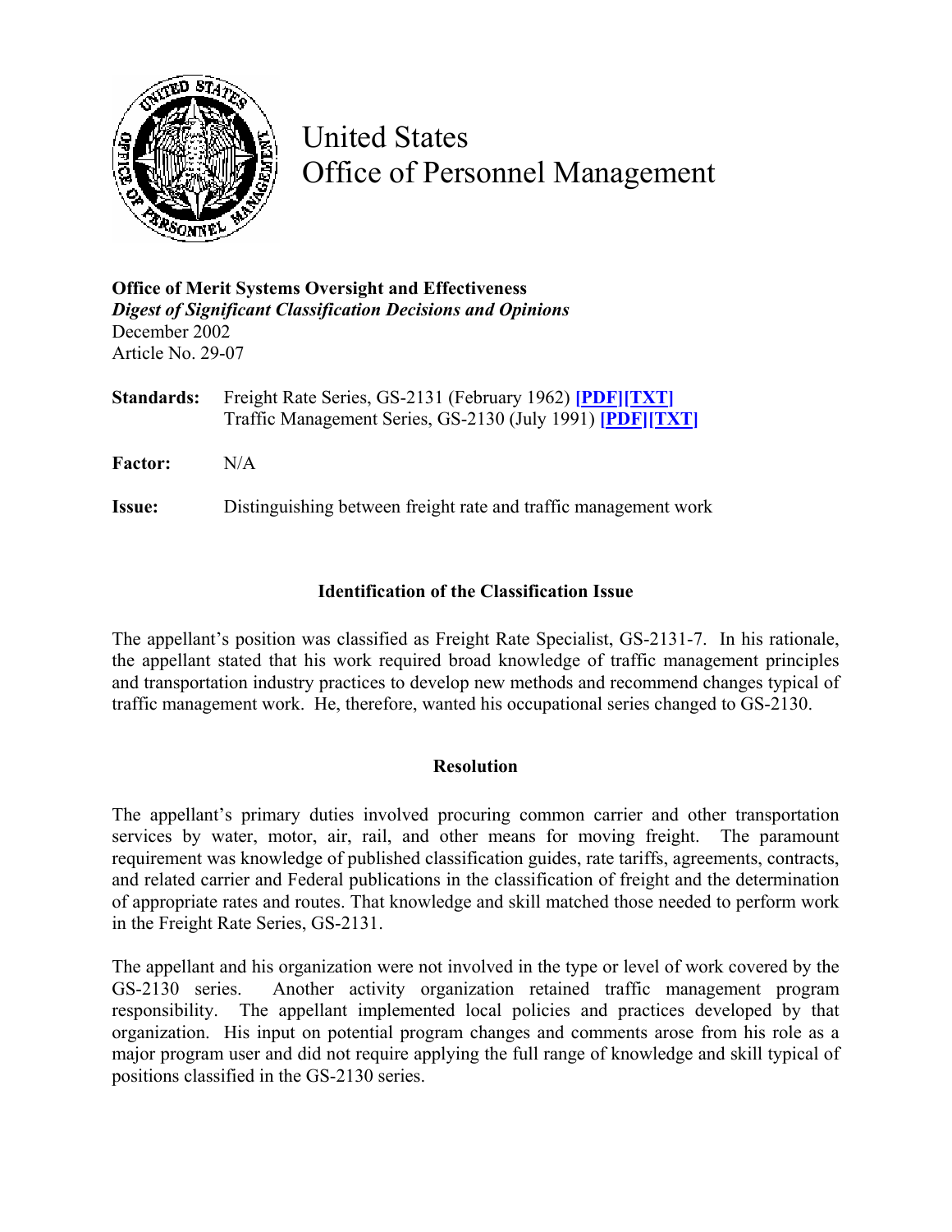# United States Office of Personnel Management

**Office of Merit Systems Oversight and Effectiveness**
***Digest of Significant Classification Decisions and Opinions***
December 2002
Article No. 29-07

**Standards:** Freight Rate Series, GS-2131 (February 1962) **[PDF][TXT]**
Traffic Management Series, GS-2130 (July 1991) **[PDF][TXT]**

**Factor:** N/A

**Issue:** Distinguishing between freight rate and traffic management work

## Identification of the Classification Issue

The appellant's position was classified as Freight Rate Specialist, GS-2131-7. In his rationale, the appellant stated that his work required broad knowledge of traffic management principles and transportation industry practices to develop new methods and recommend changes typical of traffic management work. He, therefore, wanted his occupational series changed to GS-2130.

## Resolution

The appellant's primary duties involved procuring common carrier and other transportation services by water, motor, air, rail, and other means for moving freight. The paramount requirement was knowledge of published classification guides, rate tariffs, agreements, contracts, and related carrier and Federal publications in the classification of freight and the determination of appropriate rates and routes. That knowledge and skill matched those needed to perform work in the Freight Rate Series, GS-2131.

The appellant and his organization were not involved in the type or level of work covered by the GS-2130 series. Another activity organization retained traffic management program responsibility. The appellant implemented local policies and practices developed by that organization. His input on potential program changes and comments arose from his role as a major program user and did not require applying the full range of knowledge and skill typical of positions classified in the GS-2130 series.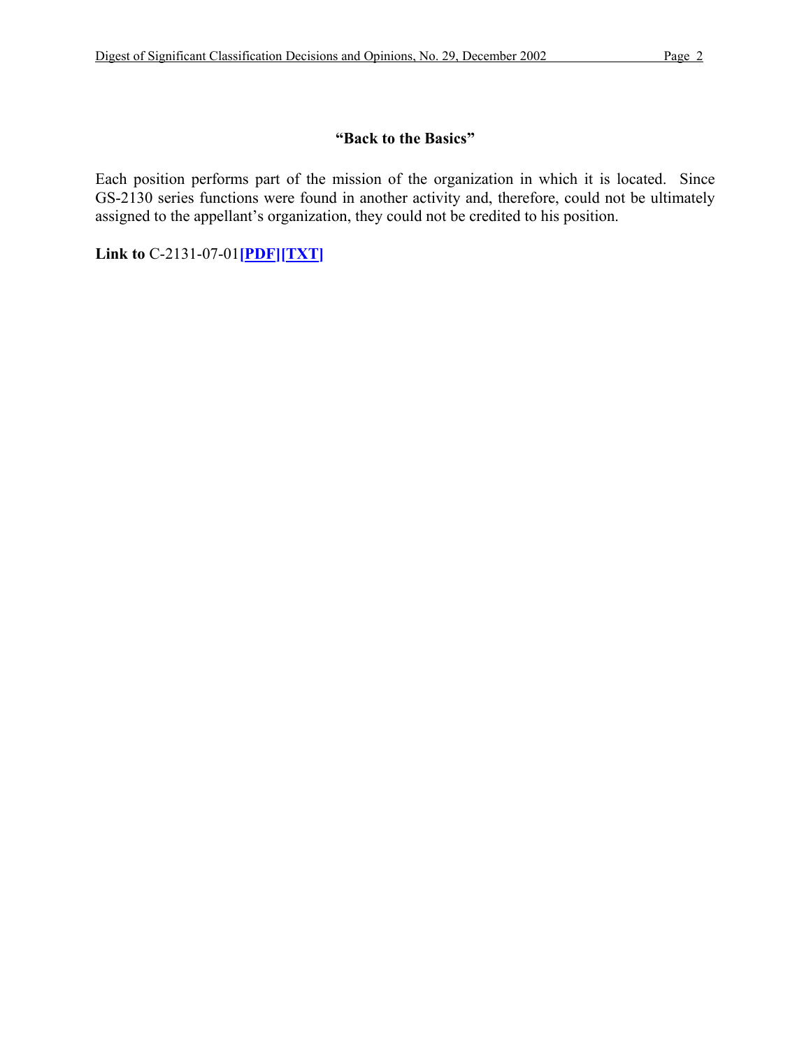## “Back to the Basics”

Each position performs part of the mission of the organization in which it is located. Since GS-2130 series functions were found in another activity and, therefore, could not be ultimately assigned to the appellant’s organization, they could not be credited to his position.

**Link to** C-2131-07-01**[PDF][TXT]**